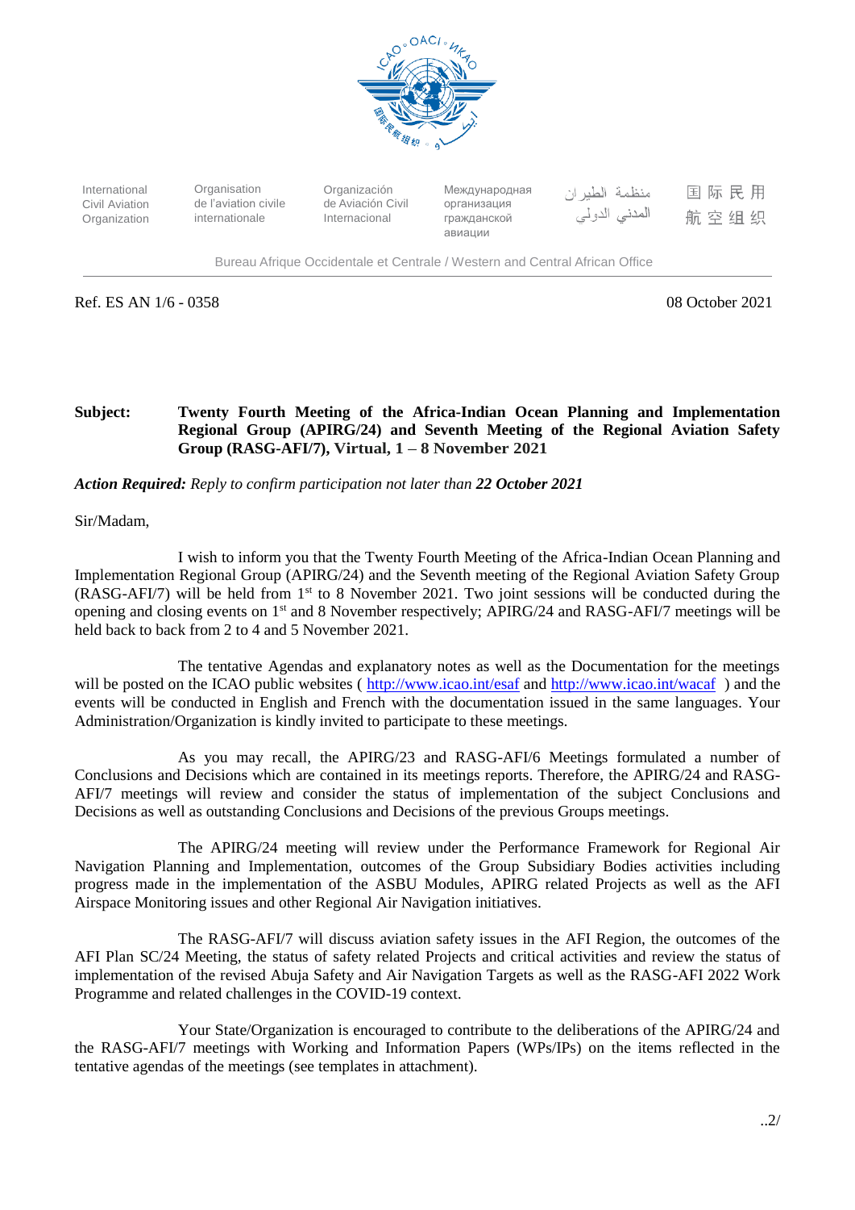International Civil Aviation Organization | Organisation de l'aviation civile internationale | Organización de Aviación Civil Internacional | Международная организация гражданской авиации | منظمة الطيران المدني الدولي | 国际民用航空组织

Bureau Afrique Occidentale et Centrale / Western and Central African Office

Ref. ES AN 1/6 - 0358

08 October 2021

**Subject:** **Twenty Fourth Meeting of the Africa-Indian Ocean Planning and Implementation Regional Group (APIRG/24) and Seventh Meeting of the Regional Aviation Safety Group (RASG-AFI/7), Virtual, 1 – 8 November 2021**

***Action Required:*** *Reply to confirm participation not later than* ***22 October 2021***

Sir/Madam,

I wish to inform you that the Twenty Fourth Meeting of the Africa-Indian Ocean Planning and Implementation Regional Group (APIRG/24) and the Seventh meeting of the Regional Aviation Safety Group (RASG-AFI/7) will be held from 1st to 8 November 2021. Two joint sessions will be conducted during the opening and closing events on 1st and 8 November respectively; APIRG/24 and RASG-AFI/7 meetings will be held back to back from 2 to 4 and 5 November 2021.

The tentative Agendas and explanatory notes as well as the Documentation for the meetings will be posted on the ICAO public websites ( http://www.icao.int/esaf and http://www.icao.int/wacaf ) and the events will be conducted in English and French with the documentation issued in the same languages. Your Administration/Organization is kindly invited to participate to these meetings.

As you may recall, the APIRG/23 and RASG-AFI/6 Meetings formulated a number of Conclusions and Decisions which are contained in its meetings reports. Therefore, the APIRG/24 and RASG-AFI/7 meetings will review and consider the status of implementation of the subject Conclusions and Decisions as well as outstanding Conclusions and Decisions of the previous Groups meetings.

The APIRG/24 meeting will review under the Performance Framework for Regional Air Navigation Planning and Implementation, outcomes of the Group Subsidiary Bodies activities including progress made in the implementation of the ASBU Modules, APIRG related Projects as well as the AFI Airspace Monitoring issues and other Regional Air Navigation initiatives.

The RASG-AFI/7 will discuss aviation safety issues in the AFI Region, the outcomes of the AFI Plan SC/24 Meeting, the status of safety related Projects and critical activities and review the status of implementation of the revised Abuja Safety and Air Navigation Targets as well as the RASG-AFI 2022 Work Programme and related challenges in the COVID-19 context.

Your State/Organization is encouraged to contribute to the deliberations of the APIRG/24 and the RASG-AFI/7 meetings with Working and Information Papers (WPs/IPs) on the items reflected in the tentative agendas of the meetings (see templates in attachment).

..2/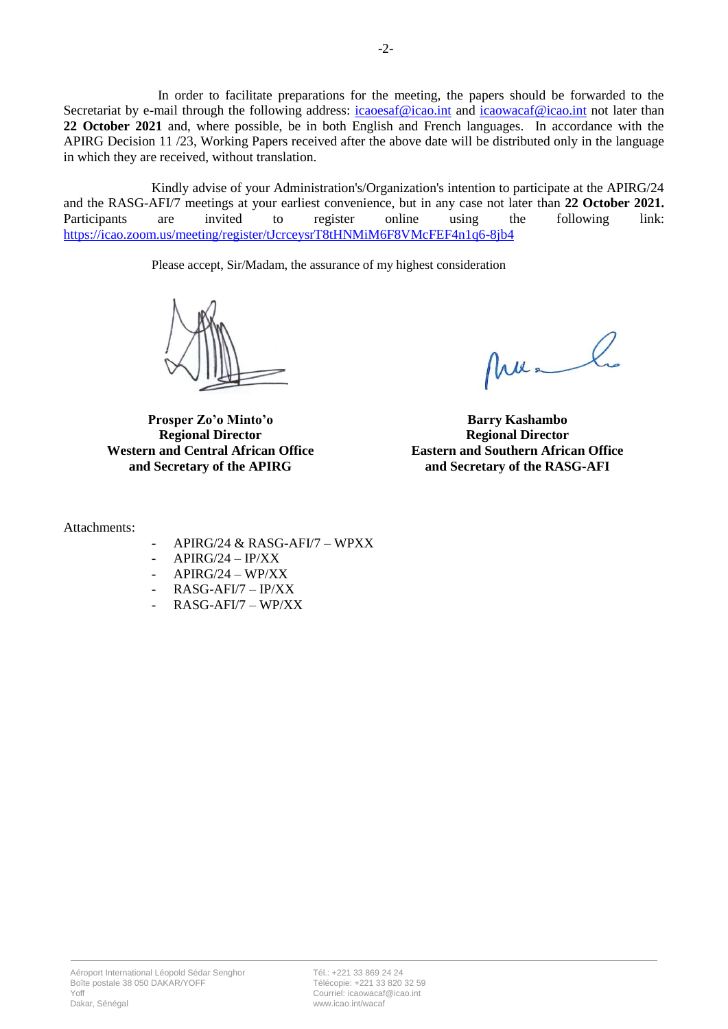In order to facilitate preparations for the meeting, the papers should be forwarded to the Secretariat by e-mail through the following address: icaoesaf@icao.int and icaowacaf@icao.int not later than **22 October 2021** and, where possible, be in both English and French languages. In accordance with the APIRG Decision 11 /23, Working Papers received after the above date will be distributed only in the language in which they are received, without translation.

Kindly advise of your Administration's/Organization's intention to participate at the APIRG/24 and the RASG-AFI/7 meetings at your earliest convenience, but in any case not later than **22 October 2021.** Participants are invited to register online using the following link: https://icao.zoom.us/meeting/register/tJcrceysrT8tHNMiM6F8VMcFEF4n1q6-8jb4

Please accept, Sir/Madam, the assurance of my highest consideration

**Prosper Zo'o Minto'o**
**Regional Director**
**Western and Central African Office**
**and Secretary of the APIRG**

**Barry Kashambo**
**Regional Director**
**Eastern and Southern African Office**
**and Secretary of the RASG-AFI**

Attachments:

- APIRG/24 & RASG-AFI/7 – WPXX
- APIRG/24 – IP/XX
- APIRG/24 – WP/XX
- RASG-AFI/7 – IP/XX
- RASG-AFI/7 – WP/XX

Aéroport International Léopold Sédar Senghor
Boîte postale 38 050 DAKAR/YOFF
Yoff
Dakar, Sénégal

Tél.: +221 33 869 24 24
Télécopie: +221 33 820 32 59
Courriel: icaowacaf@icao.int
www.icao.int/wacaf